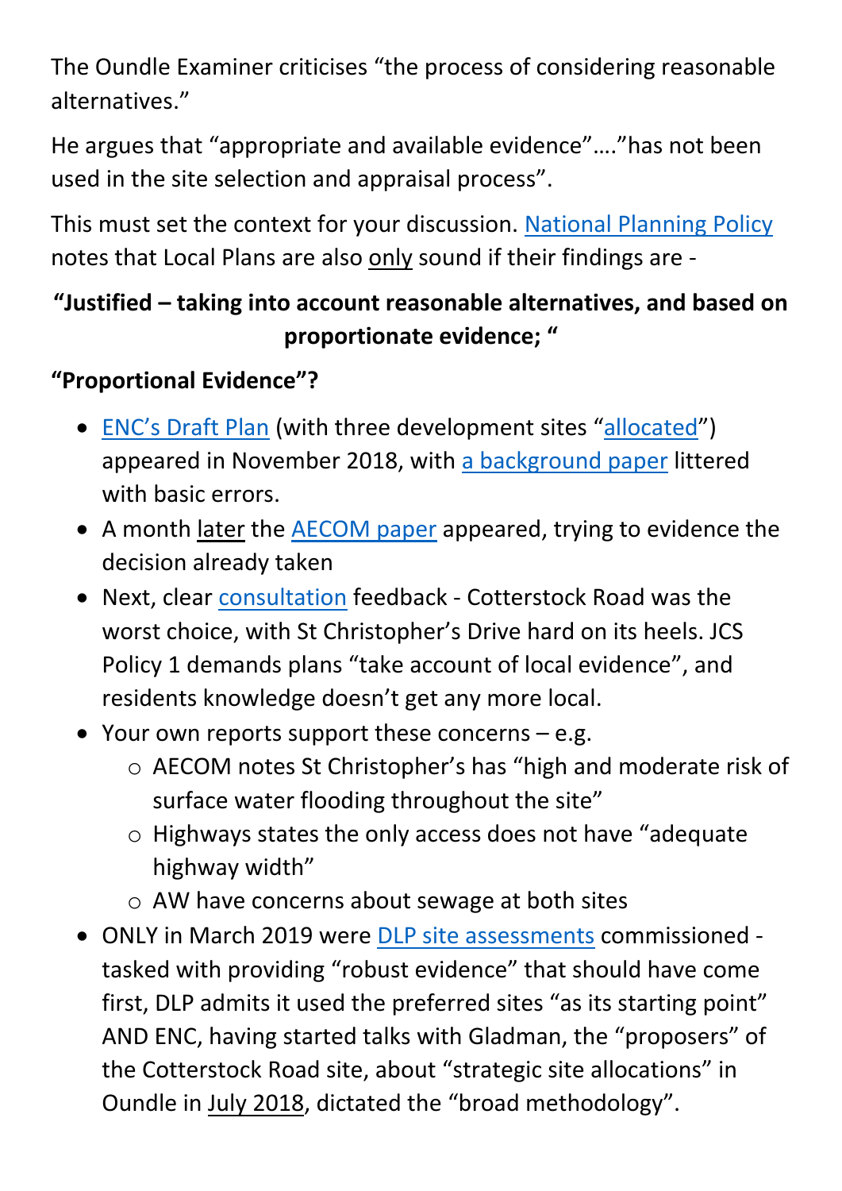The Oundle Examiner criticises "the process of considering reasonable alternatives."

He argues that "appropriate and available evidence"…."has not been used in the site selection and appraisal process".

This must set the context for your discussion. National Planning Policy notes that Local Plans are also only sound if their findings are -

**"Justified – taking into account reasonable alternatives, and based on proportionate evidence; "**

**"Proportional Evidence"?**

- ENC's Draft Plan (with three development sites "allocated") appeared in November 2018, with a background paper littered with basic errors.
- A month later the AECOM paper appeared, trying to evidence the decision already taken
- Next, clear consultation feedback - Cotterstock Road was the worst choice, with St Christopher's Drive hard on its heels. JCS Policy 1 demands plans "take account of local evidence", and residents knowledge doesn't get any more local.
- Your own reports support these concerns – e.g.
  - AECOM notes St Christopher's has "high and moderate risk of surface water flooding throughout the site"
  - Highways states the only access does not have "adequate highway width"
  - AW have concerns about sewage at both sites
- ONLY in March 2019 were DLP site assessments commissioned - tasked with providing "robust evidence" that should have come first, DLP admits it used the preferred sites "as its starting point" AND ENC, having started talks with Gladman, the "proposers" of the Cotterstock Road site, about "strategic site allocations" in Oundle in July 2018, dictated the "broad methodology".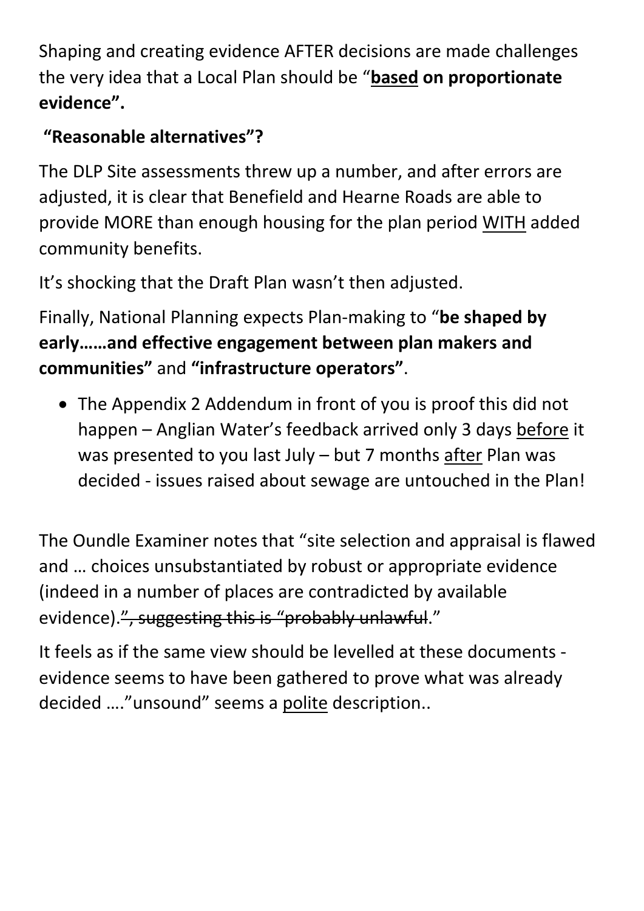Shaping and creating evidence AFTER decisions are made challenges the very idea that a Local Plan should be "**<u>based</u> on proportionate evidence".**

**"Reasonable alternatives"?**

The DLP Site assessments threw up a number, and after errors are adjusted, it is clear that Benefield and Hearne Roads are able to provide MORE than enough housing for the plan period <u>WITH</u> added community benefits.

It's shocking that the Draft Plan wasn't then adjusted.

Finally, National Planning expects Plan-making to "**be shaped by early……and effective engagement between plan makers and communities"** and **"infrastructure operators"**.

- The Appendix 2 Addendum in front of you is proof this did not happen – Anglian Water's feedback arrived only 3 days <u>before</u> it was presented to you last July – but 7 months <u>after</u> Plan was decided - issues raised about sewage are untouched in the Plan!

The Oundle Examiner notes that "site selection and appraisal is flawed and … choices unsubstantiated by robust or appropriate evidence (indeed in a number of places are contradicted by available evidence).~~", suggesting this is "probably unlawful~~."

It feels as if the same view should be levelled at these documents - evidence seems to have been gathered to prove what was already decided …."unsound" seems a <u>polite</u> description..